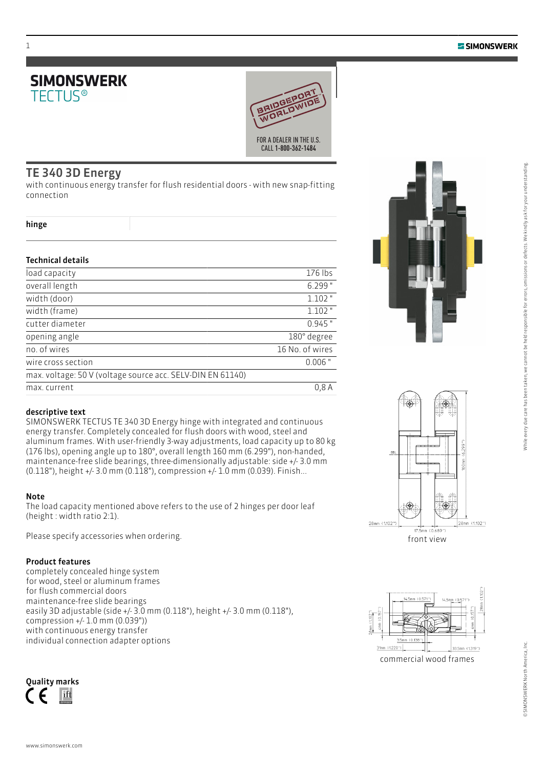# SIMONSWERK
TECTUS®

BRIDGEPORT WORLDWIDE

FOR A DEALER IN THE U.S. CALL 1-800-362-1484

## TE 340 3D Energy

with continuous energy transfer for flush residential doors - with new snap-fitting connection

**hinge**

### Technical details

| | |
|---|---|
| load capacity | 176 lbs |
| overall length | 6.299 " |
| width (door) | 1.102 " |
| width (frame) | 1.102 " |
| cutter diameter | 0.945 " |
| opening angle | 180° degree |
| no. of wires | 16 No. of wires |
| wire cross section | 0.006 " |
| max. voltage: 50 V (voltage source acc. SELV-DIN EN 61140) | |
| max. current | 0,8 A |

### descriptive text

SIMONSWERK TECTUS TE 340 3D Energy hinge with integrated and continuous energy transfer. Completely concealed for flush doors with wood, steel and aluminum frames. With user-friendly 3-way adjustments, load capacity up to 80 kg (176 lbs), opening angle up to 180°, overall length 160 mm (6.299"), non-handed, maintenance-free slide bearings, three-dimensionally adjustable: side +/- 3.0 mm (0.118"), height +/- 3.0 mm (0.118"), compression +/- 1.0 mm (0.039). Finish...

### Note

The load capacity mentioned above refers to the use of 2 hinges per door leaf (height : width ratio 2:1).

Please specify accessories when ordering.

### Product features

completely concealed hinge system
for wood, steel or aluminum frames
for flush commercial doors
maintenance-free slide bearings
easily 3D adjustable (side +/- 3.0 mm (0.118"), height +/- 3.0 mm (0.118"), compression +/- 1.0 mm (0.039"))
with continuous energy transfer
individual connection adapter options

### Quality marks

front view

commercial wood frames

While every due care has been taken, we cannot be held responsible for errors, omissions or defects. We kindly ask for your understanding.

© SIMONSWERK North America, Inc.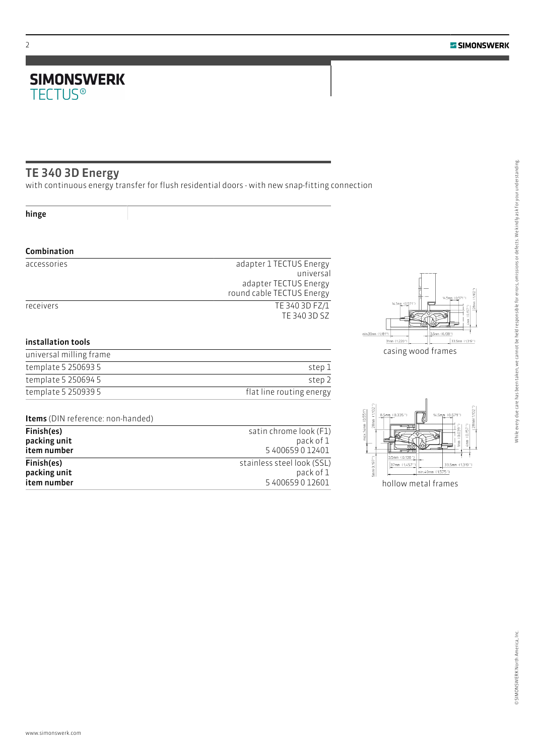# SIMONSWERK TECTUS®

## TE 340 3D Energy

with continuous energy transfer for flush residential doors - with new snap-fitting connection

### hinge

### Combination

| | |
|---|---|
| accessories | adapter 1 TECTUS Energy universal<br>adapter TECTUS Energy<br>round cable TECTUS Energy |
| receivers | TE 340 3D FZ/1<br>TE 340 3D SZ |

### installation tools

| | |
|---|---|
| universal milling frame | |
| template 5 250693 5 | step 1 |
| template 5 250694 5 | step 2 |
| template 5 250939 5 | flat line routing energy |

### Items (DIN reference: non-handed)

| | |
|---|---|
| **Finish(es)** | satin chrome look (F1) |
| **packing unit** | pack of 1 |
| **item number** | 5 400659 0 12401 |
| **Finish(es)** | stainless steel look (SSL) |
| **packing unit** | pack of 1 |
| **item number** | 5 400659 0 12601 |

14.5mm (0.571")
14.5mm (0.571")
28mm (1.102")
4mm (0.157")
min.30mm (1.181")
31mm (1.220")
3.5mm (0.138")
33.5mm (1.319")

casing wood frames

max.14mm (0.551")
28mm (1.102")
8.5mm (0.335")
14.5mm (0.571")
28mm (1.102")
1mm (0.039")
4mm (0.157")
3.5mm (0.138")
5mm (0.197")
37mm (1.457")
33.5mm (1.319")
min.40mm (1.575")

hollow metal frames

While every due care has been taken, we cannot be held responsible for errors, omissions or defects. We kindly ask for your understanding.

© SIMONSWERK North America, Inc.

www.simonswerk.com